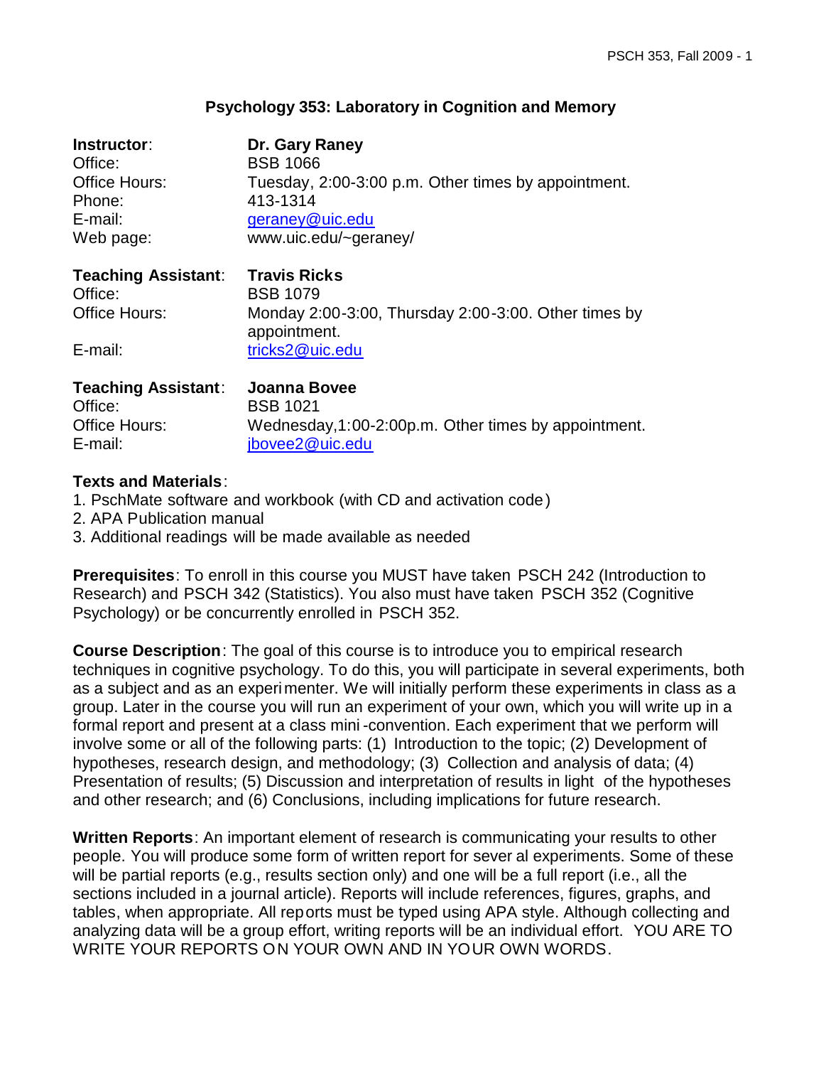# Psychology 353: Laboratory in Cognition and Memory

| | |
|---|---|
| **Instructor**: | **Dr. Gary Raney** |
| Office: | BSB 1066 |
| Office Hours: | Tuesday, 2:00-3:00 p.m. Other times by appointment. |
| Phone: | 413-1314 |
| E-mail: | geraney@uic.edu |
| Web page: | www.uic.edu/~geraney/ |

| | |
|---|---|
| **Teaching Assistant**: | **Travis Ricks** |
| Office: | BSB 1079 |
| Office Hours: | Monday 2:00-3:00, Thursday 2:00-3:00. Other times by appointment. |
| E-mail: | tricks2@uic.edu |

| | |
|---|---|
| **Teaching Assistant**: | **Joanna Bovee** |
| Office: | BSB 1021 |
| Office Hours: | Wednesday,1:00-2:00p.m. Other times by appointment. |
| E-mail: | jbovee2@uic.edu |

**Texts and Materials**:

1. PschMate software and workbook (with CD and activation code)
2. APA Publication manual
3. Additional readings will be made available as needed

**Prerequisites**: To enroll in this course you MUST have taken PSCH 242 (Introduction to Research) and PSCH 342 (Statistics). You also must have taken PSCH 352 (Cognitive Psychology) or be concurrently enrolled in PSCH 352.

**Course Description**: The goal of this course is to introduce you to empirical research techniques in cognitive psychology. To do this, you will participate in several experiments, both as a subject and as an experimenter. We will initially perform these experiments in class as a group. Later in the course you will run an experiment of your own, which you will write up in a formal report and present at a class mini-convention. Each experiment that we perform will involve some or all of the following parts: (1) Introduction to the topic; (2) Development of hypotheses, research design, and methodology; (3) Collection and analysis of data; (4) Presentation of results; (5) Discussion and interpretation of results in light of the hypotheses and other research; and (6) Conclusions, including implications for future research.

**Written Reports**: An important element of research is communicating your results to other people. You will produce some form of written report for several experiments. Some of these will be partial reports (e.g., results section only) and one will be a full report (i.e., all the sections included in a journal article). Reports will include references, figures, graphs, and tables, when appropriate. All reports must be typed using APA style. Although collecting and analyzing data will be a group effort, writing reports will be an individual effort. YOU ARE TO WRITE YOUR REPORTS ON YOUR OWN AND IN YOUR OWN WORDS.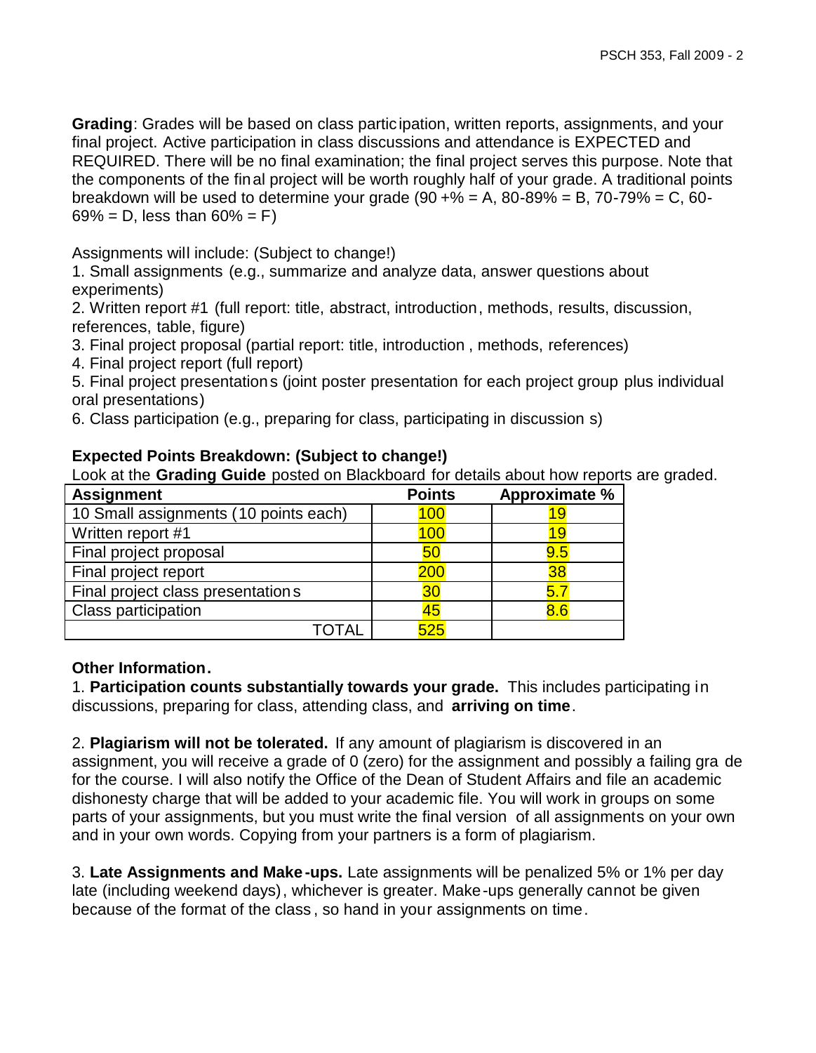**Grading**: Grades will be based on class participation, written reports, assignments, and your final project. Active participation in class discussions and attendance is EXPECTED and REQUIRED. There will be no final examination; the final project serves this purpose. Note that the components of the final project will be worth roughly half of your grade. A traditional points breakdown will be used to determine your grade (90 +% = A, 80-89% = B, 70-79% = C, 60-69% = D, less than 60% = F)

Assignments will include: (Subject to change!)

1. Small assignments (e.g., summarize and analyze data, answer questions about experiments)
2. Written report #1 (full report: title, abstract, introduction, methods, results, discussion, references, table, figure)
3. Final project proposal (partial report: title, introduction, methods, references)
4. Final project report (full report)
5. Final project presentations (joint poster presentation for each project group plus individual oral presentations)
6. Class participation (e.g., preparing for class, participating in discussions)

**Expected Points Breakdown: (Subject to change!)**

Look at the **Grading Guide** posted on Blackboard for details about how reports are graded.

| Assignment | Points | Approximate % |
|---|---|---|
| 10 Small assignments (10 points each) | 100 | 19 |
| Written report #1 | 100 | 19 |
| Final project proposal | 50 | 9.5 |
| Final project report | 200 | 38 |
| Final project class presentations | 30 | 5.7 |
| Class participation | 45 | 8.6 |
| TOTAL | 525 | |

**Other Information.**

1. **Participation counts substantially towards your grade.** This includes participating in discussions, preparing for class, attending class, and **arriving on time**.

2. **Plagiarism will not be tolerated.** If any amount of plagiarism is discovered in an assignment, you will receive a grade of 0 (zero) for the assignment and possibly a failing grade for the course. I will also notify the Office of the Dean of Student Affairs and file an academic dishonesty charge that will be added to your academic file. You will work in groups on some parts of your assignments, but you must write the final version of all assignments on your own and in your own words. Copying from your partners is a form of plagiarism.

3. **Late Assignments and Make-ups.** Late assignments will be penalized 5% or 1% per day late (including weekend days), whichever is greater. Make-ups generally cannot be given because of the format of the class, so hand in your assignments on time.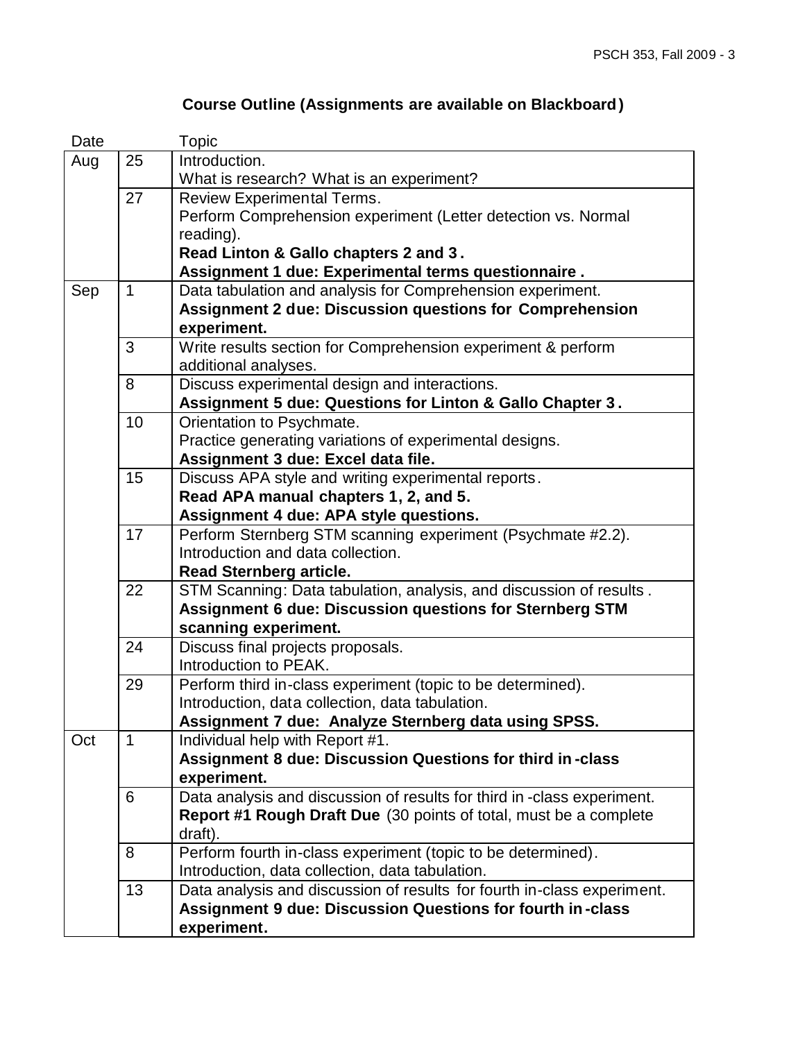## Course Outline (Assignments are available on Blackboard)

| Date | | Topic |
|---|---|---|
| Aug | 25 | Introduction.<br>What is research? What is an experiment? |
| | 27 | Review Experimental Terms.<br>Perform Comprehension experiment (Letter detection vs. Normal reading).<br>**Read Linton & Gallo chapters 2 and 3.**<br>**Assignment 1 due: Experimental terms questionnaire.** |
| Sep | 1 | Data tabulation and analysis for Comprehension experiment.<br>**Assignment 2 due: Discussion questions for Comprehension experiment.** |
| | 3 | Write results section for Comprehension experiment & perform additional analyses. |
| | 8 | Discuss experimental design and interactions.<br>**Assignment 5 due: Questions for Linton & Gallo Chapter 3.** |
| | 10 | Orientation to Psychmate.<br>Practice generating variations of experimental designs.<br>**Assignment 3 due: Excel data file.** |
| | 15 | Discuss APA style and writing experimental reports.<br>**Read APA manual chapters 1, 2, and 5.**<br>**Assignment 4 due: APA style questions.** |
| | 17 | Perform Sternberg STM scanning experiment (Psychmate #2.2).<br>Introduction and data collection.<br>**Read Sternberg article.** |
| | 22 | STM Scanning: Data tabulation, analysis, and discussion of results.<br>**Assignment 6 due: Discussion questions for Sternberg STM scanning experiment.** |
| | 24 | Discuss final projects proposals.<br>Introduction to PEAK. |
| | 29 | Perform third in-class experiment (topic to be determined).<br>Introduction, data collection, data tabulation.<br>**Assignment 7 due: Analyze Sternberg data using SPSS.** |
| Oct | 1 | Individual help with Report #1.<br>**Assignment 8 due: Discussion Questions for third in-class experiment.** |
| | 6 | Data analysis and discussion of results for third in-class experiment.<br>**Report #1 Rough Draft Due** (30 points of total, must be a complete draft). |
| | 8 | Perform fourth in-class experiment (topic to be determined).<br>Introduction, data collection, data tabulation. |
| | 13 | Data analysis and discussion of results for fourth in-class experiment.<br>**Assignment 9 due: Discussion Questions for fourth in-class experiment.** |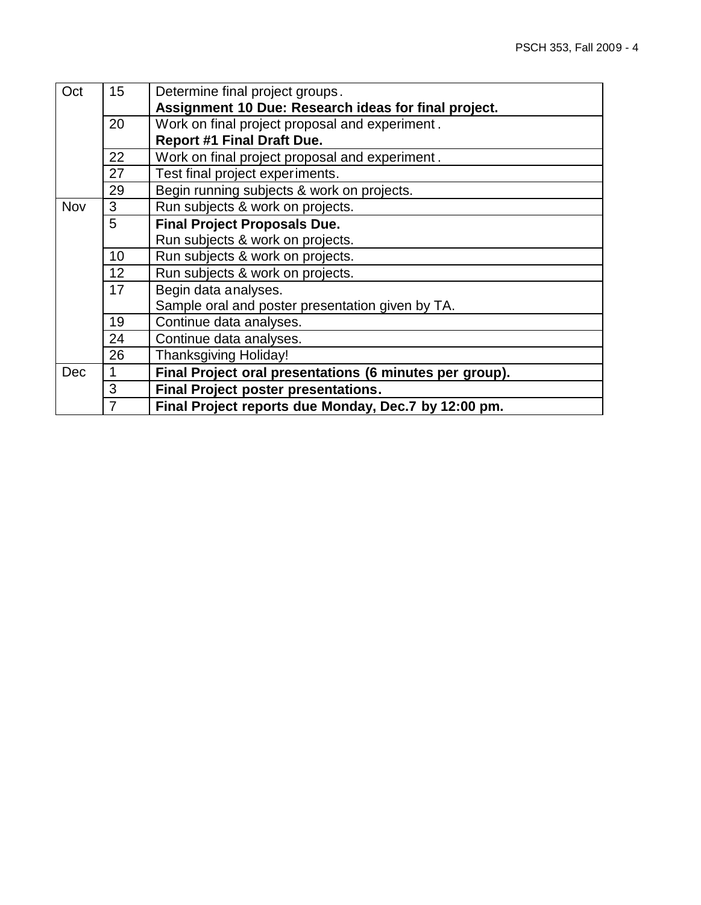| | | |
|---|---|---|
| Oct | 15 | Determine final project groups. **Assignment 10 Due: Research ideas for final project.** |
| | 20 | Work on final project proposal and experiment. **Report #1 Final Draft Due.** |
| | 22 | Work on final project proposal and experiment. |
| | 27 | Test final project experiments. |
| | 29 | Begin running subjects & work on projects. |
| Nov | 3 | Run subjects & work on projects. |
| | 5 | **Final Project Proposals Due.** Run subjects & work on projects. |
| | 10 | Run subjects & work on projects. |
| | 12 | Run subjects & work on projects. |
| | 17 | Begin data analyses. Sample oral and poster presentation given by TA. |
| | 19 | Continue data analyses. |
| | 24 | Continue data analyses. |
| | 26 | Thanksgiving Holiday! |
| Dec | 1 | **Final Project oral presentations (6 minutes per group).** |
| | 3 | **Final Project poster presentations.** |
| | 7 | **Final Project reports due Monday, Dec.7 by 12:00 pm.** |